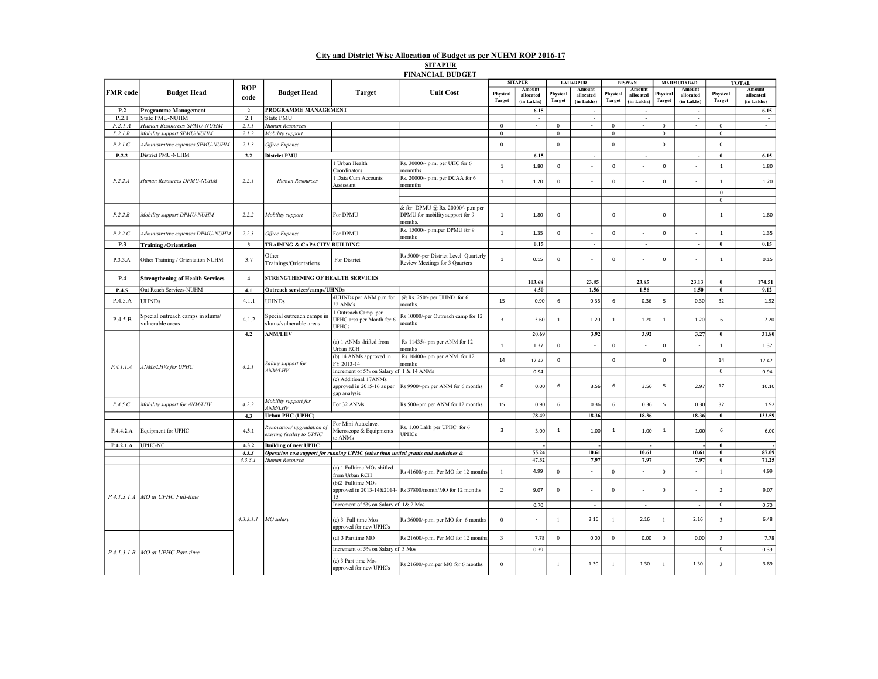## City and District Wise Allocation of Budget as per NUHM ROP 2016-17

### SITAPUR

### FINANCIAL BUDGET

| FMR code | Budget Head | ROP code | Budget Head | Target | Unit Cost | SITAPUR | | LAHARPUR | | BISWAN | | MAHMUDABAD | | TOTAL | |
|---|---|---|---|---|---|---|---|---|---|---|---|---|---|---|---|
| | | | | | | Physical Target | Amount allocated (in Lakhs) | Physical Target | Amount allocated (in Lakhs) | Physical Target | Amount allocated (in Lakhs) | Physical Target | Amount allocated (in Lakhs) | Physical Target | Amount allocated (in Lakhs) |
| **P.2** | **Programme Management** | **2** | **PROGRAMME MANAGEMENT** | | | | **6.15** | | **-** | | **-** | | **-** | | **6.15** |
| P.2.1 | State PMU-NUHM | 2.1 | State PMU | | | | - | | - | | - | | - | | - |
| *P.2.1.A* | *Human Resources SPMU-NUHM* | *2.1.1* | *Human Resources* | | | 0 | - | 0 | - | 0 | - | 0 | - | 0 | - |
| *P.2.1.B* | *Mobility support SPMU-NUHM* | *2.1.2* | *Mobility support* | | | 0 | - | 0 | - | 0 | - | 0 | - | 0 | - |
| *P.2.1.C* | *Administrative expenses SPMU-NUHM* | *2.1.3* | *Office Expense* | | | 0 | - | 0 | - | 0 | - | 0 | - | 0 | - |
| **P.2.2** | District PMU-NUHM | **2.2** | **District PMU** | | | | **6.15** | | **-** | | **-** | | **-** | **0** | **6.15** |
| *P.2.2.A* | *Human Resources DPMU-NUHM* | *2.2.1* | *Human Resources* | 1 Urban Health Coordinators | Rs. 30000/- p.m. per UHC for 6 monmths | 1 | 1.80 | 0 | - | 0 | - | 0 | - | 1 | 1.80 |
| | | | | 1 Data Cum Accounts Assisstant | Rs. 20000/- p.m. per DCAA for 6 monmths | 1 | 1.20 | 0 | - | 0 | - | 0 | - | 1 | 1.20 |
| | | | | | | | - | | - | | - | | - | 0 | - |
| | | | | | | | - | | - | | - | | - | 0 | - |
| *P.2.2.B* | *Mobility support DPMU-NUHM* | *2.2.2* | *Mobility support* | For DPMU | & for DPMU @ Rs. 20000/- p.m per DPMU for mobility support for 9 months. | 1 | 1.80 | 0 | - | 0 | - | 0 | - | 1 | 1.80 |
| *P.2.2.C* | *Administrative expenses DPMU-NUHM* | *2.2.3* | *Office Expense* | For DPMU | Rs. 15000/- p.m.per DPMU for 9 months | 1 | 1.35 | 0 | - | 0 | - | 0 | - | 1 | 1.35 |
| **P.3** | **Training /Orientation** | **3** | **TRAINING & CAPACITY BUILDING** | | | | **0.15** | | **-** | | **-** | | **-** | **0** | **0.15** |
| P.3.3.A | Other Training / Orientation NUHM | 3.7 | Other Trainings/Orientations | For District | Rs 5000/-per District Level Quarterly Review Meetings for 3 Quarters | 1 | 0.15 | 0 | - | 0 | - | 0 | - | 1 | 0.15 |
| **P.4** | **Strengthening of Health Services** | **4** | **STRENGTHENING OF HEALTH SERVICES** | | | | **103.68** | | **23.85** | | **23.85** | | **23.13** | **0** | **174.51** |
| **P.4.5** | Out Reach Services-NUHM | **4.1** | **Outreach services/camps/UHNDs** | | | | **4.50** | | **1.56** | | **1.56** | | **1.50** | **0** | **9.12** |
| P.4.5.A | UHNDs | 4.1.1 | UHNDs | 4UHNDs per ANM p.m for 32 ANMs | @ Rs. 250/- per UHND for 6 months. | 15 | 0.90 | 6 | 0.36 | 6 | 0.36 | 5 | 0.30 | 32 | 1.92 |
| P.4.5.B | Special outreach camps in slums/ vulnerable areas | 4.1.2 | Special outreach camps in slums/vulnerable areas | 1 Outreach Camp per UPHC area per Month for 6 UPHCs | Rs 10000/-per Outreach camp for 12 months | 3 | 3.60 | 1 | 1.20 | 1 | 1.20 | 1 | 1.20 | 6 | 7.20 |
| | | **4.2** | **ANM/LHV** | | | | **20.69** | | **3.92** | | **3.92** | | **3.27** | **0** | **31.80** |
| *P.4.1.1.A* | *ANMs/LHVs for UPHC* | *4.2.1* | *Salary support for ANM/LHV* | (a) 1 ANMs shifted from Urban RCH | Rs 11435/- pm per ANM for 12 months | 1 | 1.37 | 0 | - | 0 | - | 0 | - | 1 | 1.37 |
| | | | | (b) 14 ANMs approved in FY 2013-14 | Rs 10400/- pm per ANM for 12 months | 14 | 17.47 | 0 | - | 0 | - | 0 | - | 14 | 17.47 |
| | | | | Increment of 5% on Salary of 1 & 14 ANMs | | | 0.94 | | - | | - | | - | 0 | 0.94 |
| | | | | (c) Additional 17ANMs approved in 2015-16 as per gap analysis | Rs 9900/-pm per ANM for 6 months | 0 | 0.00 | 6 | 3.56 | 6 | 3.56 | 5 | 2.97 | 17 | 10.10 |
| *P.4.5.C* | *Mobility support for ANM/LHV* | *4.2.2* | *Mobility support for ANM/LHV* | For 32 ANMs | Rs 500/-pm per ANM for 12 months | 15 | 0.90 | 6 | 0.36 | 6 | 0.36 | 5 | 0.30 | 32 | 1.92 |
| | | **4.3** | **Urban PHC (UPHC)** | | | | **78.49** | | **18.36** | | **18.36** | | **18.36** | **0** | **133.59** |
| **P.4.4.2.A** | Equipment for UPHC | **4.3.1** | *Renovation/ upgradation of existing facility to UPHC* | For Mini Autoclave, Microscope & Equipments to ANMs | Rs. 1.00 Lakh per UPHC for 6 UPHCs | 3 | 3.00 | 1 | 1.00 | 1 | 1.00 | 1 | 1.00 | 6 | 6.00 |
| **P.4.2.1.A** | UPHC-NC | **4.3.2** | **Building of new UPHC** | | | | - | | - | | - | | - | **0** | - |
| | | *4.3.3* | ***Operation cost support for running UPHC (other than untied grants and medicines &*** | | | | **55.24** | | **10.61** | | **10.61** | | **10.61** | **0** | **87.09** |
| | | *4.3.3.1* | *Human Resource* | | | | **47.32** | | **7.97** | | **7.97** | | **7.97** | **0** | **71.25** |
| *P.4.1.3.1.A* | *MO at UPHC Full-time* | *4.3.3.1.1* | *MO salary* | (a) 1 Fulltime MOs shifted from Urban RCH | Rs 41600/-p.m. Per MO for 12 months | 1 | 4.99 | 0 | - | 0 | - | 0 | - | 1 | 4.99 |
| | | | | (b)2 Fulltime MOs approved in 2013-14&2014-15 | Rs 37800/month/MO for 12 months | 2 | 9.07 | 0 | - | 0 | - | 0 | - | 2 | 9.07 |
| | | | | Increment of 5% on Salary of 1& 2 Mos | | | 0.70 | | - | | - | | - | 0 | 0.70 |
| | | | | (c) 3 Full time Mos approved for new UPHCs | Rs 36000/-p.m. per MO for 6 months | 0 | - | 1 | 2.16 | 1 | 2.16 | 1 | 2.16 | 3 | 6.48 |
| *P.4.1.3.1.B* | *MO at UPHC Part-time* | | | (d) 3 Parttime MO | Rs 21600/-p.m. Per MO for 12 months | 3 | 7.78 | 0 | 0.00 | 0 | 0.00 | 0 | 0.00 | 3 | 7.78 |
| | | | | Increment of 5% on Salary of 3 Mos | | | 0.39 | | - | | - | | - | 0 | 0.39 |
| | | | | (e) 3 Part time Mos approved for new UPHCs | Rs 21600/-p.m.per MO for 6 months | 0 | - | 1 | 1.30 | 1 | 1.30 | 1 | 1.30 | 3 | 3.89 |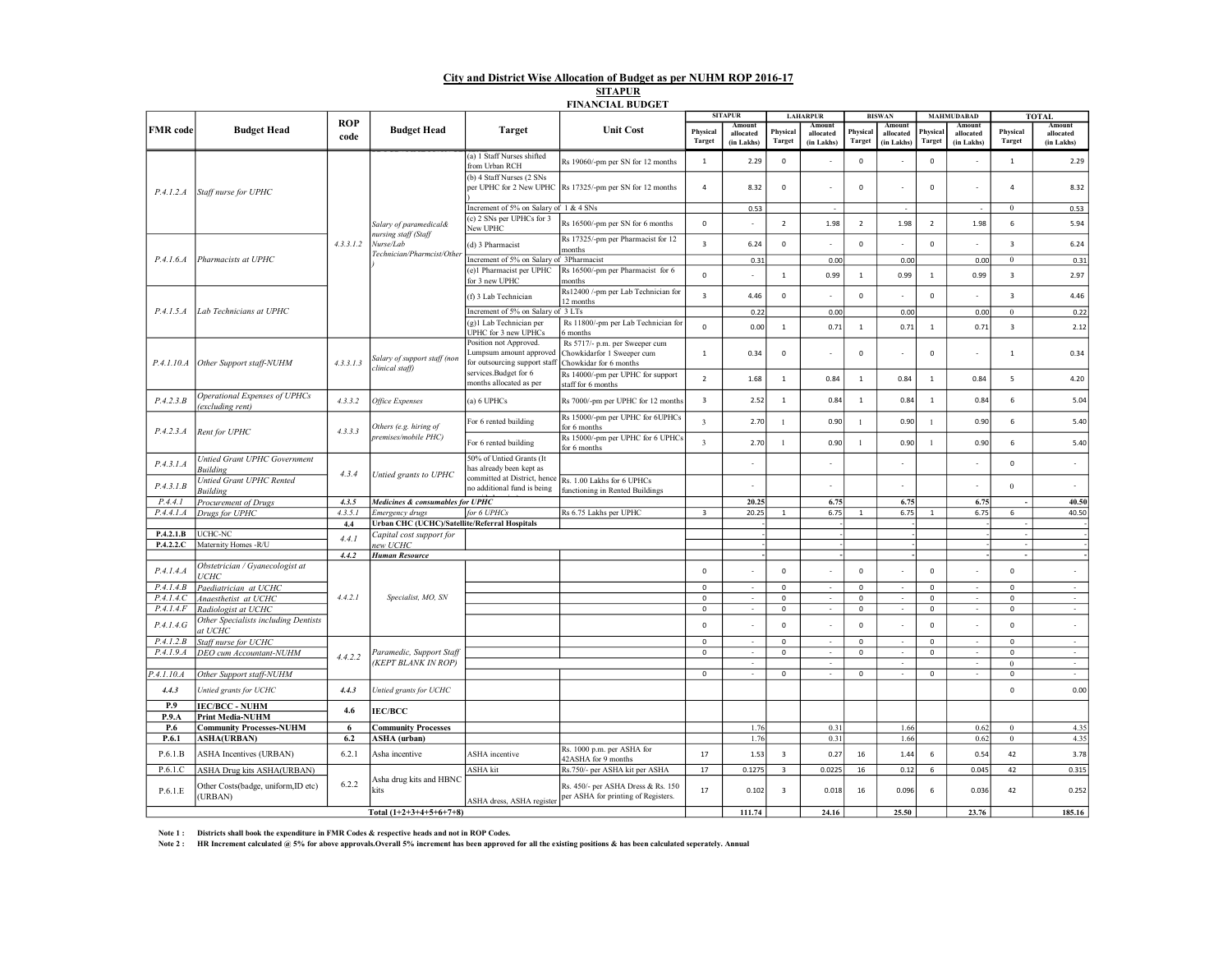## City and District Wise Allocation of Budget as per NUHM ROP 2016-17

### SITAPUR

### FINANCIAL BUDGET

| FMR code | Budget Head | ROP code | Budget Head | Target | Unit Cost | SITAPUR | | LAHARPUR | | BISWAN | | MAHMUDABAD | | TOTAL | |
|---|---|---|---|---|---|---|---|---|---|---|---|---|---|---|---|
| | | | | | | Physical Target | Amount allocated (in Lakhs) | Physical Target | Amount allocated (in Lakhs) | Physical Target | Amount allocated (in Lakhs) | Physical Target | Amount allocated (in Lakhs) | Physical Target | Amount allocated (in Lakhs) |
| P.4.1.2.A | Staff nurse for UPHC | 4.3.3.1.2 | Salary of paramedical& nursing staff (Staff Nurse/Lab Technician/Pharmcist/Other) | (a) 1 Staff Nurses shifted from Urban RCH | Rs 19060/-pm per SN for 12 months | 1 | 2.29 | 0 | - | 0 | - | 0 | - | 1 | 2.29 |
| | | | | (b) 4 Staff Nurses (2 SNs per UPHC for 2 New UPHC) | Rs 17325/-pm per SN for 12 months | 4 | 8.32 | 0 | - | 0 | - | 0 | - | 4 | 8.32 |
| | | | | Increment of 5% on Salary of 1 & 4 SNs | | | 0.53 | | - | | - | | - | 0 | 0.53 |
| | | | | (c) 2 SNs per UPHCs for 3 New UPHC | Rs 16500/-pm per SN for 6 months | 0 | - | 2 | 1.98 | 2 | 1.98 | 2 | 1.98 | 6 | 5.94 |
| P.4.1.6.A | Pharmacists at UPHC | | | (d) 3 Pharmacist | Rs 17325/-pm per Pharmacist for 12 months | 3 | 6.24 | 0 | - | 0 | - | 0 | - | 3 | 6.24 |
| | | | | Increment of 5% on Salary of 3Pharmacist | | | 0.31 | | 0.00 | | 0.00 | | 0.00 | 0 | 0.31 |
| | | | | (e)1 Pharmacist per UPHC for 3 new UPHC | Rs 16500/-pm per Pharmacist for 6 months | 0 | - | 1 | 0.99 | 1 | 0.99 | 1 | 0.99 | 3 | 2.97 |
| P.4.1.5.A | Lab Technicians at UPHC | | | (f) 3 Lab Technician | Rs12400 /-pm per Lab Technician for 12 months | 3 | 4.46 | 0 | - | 0 | - | 0 | - | 3 | 4.46 |
| | | | | Increment of 5% on Salary of 3 LTs | | | 0.22 | | 0.00 | | 0.00 | | 0.00 | 0 | 0.22 |
| | | | | (g)1 Lab Technician per UPHC for 3 new UPHCs | Rs 11800/-pm per Lab Technician for 6 months | 0 | 0.00 | 1 | 0.71 | 1 | 0.71 | 1 | 0.71 | 3 | 2.12 |
| P.4.1.10.A | Other Support staff-NUHM | 4.3.3.1.3 | Salary of support staff (non clinical staff) | Position not Approved. Lumpsum amount approved for outsourcing support staff services.Budget for 6 months allocated as per | Rs 5717/- p.m. per Sweeper cum Chowkidarfor 1 Sweeper cum Chowkidar for 6 months | 1 | 0.34 | 0 | - | 0 | - | 0 | - | 1 | 0.34 |
| | | | | | Rs 14000/-pm per UPHC for support staff for 6 months | 2 | 1.68 | 1 | 0.84 | 1 | 0.84 | 1 | 0.84 | 5 | 4.20 |
| P.4.2.3.B | Operational Expenses of UPHCs (excluding rent) | 4.3.3.2 | Office Expenses | (a) 6 UPHCs | Rs 7000/-pm per UPHC for 12 months | 3 | 2.52 | 1 | 0.84 | 1 | 0.84 | 1 | 0.84 | 6 | 5.04 |
| P.4.2.3.A | Rent for UPHC | 4.3.3.3 | Others (e.g. hiring of premises/mobile PHC) | For 6 rented building | Rs 15000/-pm per UPHC for 6UPHCs for 6 months | 3 | 2.70 | 1 | 0.90 | 1 | 0.90 | 1 | 0.90 | 6 | 5.40 |
| | | | | For 6 rented building | Rs 15000/-pm per UPHC for 6 UPHCs for 6 months | 3 | 2.70 | 1 | 0.90 | 1 | 0.90 | 1 | 0.90 | 6 | 5.40 |
| P.4.3.1.A | Untied Grant UPHC Government Building | 4.3.4 | Untied grants to UPHC | 50% of Untied Grants (It has already been kept as committed at District, hence no additional fund is being | Rs. 1.00 Lakhs for 6 UPHCs functioning in Rented Buildings | | - | | - | | - | | - | 0 | - |
| P.4.3.1.B | Untied Grant UPHC Rented Building | | | | | | - | | - | | - | | - | 0 | - |
| P.4.4.1 | Procurement of Drugs | 4.3.5 | Medicines & consumables for UPHC | | | | 20.25 | | 6.75 | | 6.75 | | 6.75 | - | 40.50 |
| P.4.4.1.A | Drugs for UPHC | 4.3.5.1 | Emergency drugs | for 6 UPHCs | Rs 6.75 Lakhs per UPHC | 3 | 20.25 | 1 | 6.75 | 1 | 6.75 | 1 | 6.75 | 6 | 40.50 |
| | | 4.4 | Urban CHC (UCHC)/Satellite/Referral Hospitals | | | | - | | - | | - | | - | - | - |
| P.4.2.1.B | UCHC-NC | 4.4.1 | Capital cost support for new UCHC | | | | - | | - | | - | | - | - | - |
| P.4.2.2.C | Maternity Homes -R/U | | | | | | - | | - | | - | | - | - | - |
| | | 4.4.2 | Human Resource | | | | - | | - | | - | | - | - | - |
| P.4.1.4.A | Obstetrician / Gyanecologist at UCHC | 4.4.2.1 | Specialist, MO, SN | | | 0 | - | 0 | - | 0 | - | 0 | - | 0 | - |
| P.4.1.4.B | Paediatrician at UCHC | | | | | 0 | - | 0 | - | 0 | - | 0 | - | 0 | - |
| P.4.1.4.C | Anaesthetist at UCHC | | | | | 0 | - | 0 | - | 0 | - | 0 | - | 0 | - |
| P.4.1.4.F | Radiologist at UCHC | | | | | 0 | - | 0 | - | 0 | - | 0 | - | 0 | - |
| P.4.1.4.G | Other Specialists including Dentists at UCHC | | | | | 0 | - | 0 | - | 0 | - | 0 | - | 0 | - |
| P.4.1.2.B | Staff nurse for UCHC | | | | | 0 | - | 0 | - | 0 | - | 0 | - | 0 | - |
| P.4.1.9.A | DEO cum Accountant-NUHM | 4.4.2.2 | Paramedic, Support Staff (KEPT BLANK IN ROP) | | | 0 | - | 0 | - | 0 | - | 0 | - | 0 | - |
| | | | | | | | - | | - | | - | | - | 0 | - |
| P.4.1.10.A | Other Support staff-NUHM | | | | | 0 | - | 0 | - | 0 | - | 0 | - | 0 | - |
| 4.4.3 | Untied grants for UCHC | 4.4.3 | Untied grants for UCHC | | | | | | | | | | | 0 | 0.00 |
| P.9 | IEC/BCC - NUHM | 4.6 | IEC/BCC | | | | | | | | | | | | |
| P.9.A | Print Media-NUHM | | | | | | | | | | | | | | |
| P.6 | Community Processes-NUHM | 6 | Community Processes | | | | 1.76 | | 0.31 | | 1.66 | | 0.62 | 0 | 4.35 |
| P.6.1 | ASHA(URBAN) | 6.2 | ASHA (urban) | | | | 1.76 | | 0.31 | | 1.66 | | 0.62 | 0 | 4.35 |
| P.6.1.B | ASHA Incentives (URBAN) | 6.2.1 | Asha incentive | ASHA incentive | Rs. 1000 p.m. per ASHA for 42ASHA for 9 months | 17 | 1.53 | 3 | 0.27 | 16 | 1.44 | 6 | 0.54 | 42 | 3.78 |
| P.6.1.C | ASHA Drug kits ASHA(URBAN) | 6.2.2 | Asha drug kits and HBNC kits | ASHA kit | Rs.750/- per ASHA kit per ASHA | 17 | 0.1275 | 3 | 0.0225 | 16 | 0.12 | 6 | 0.045 | 42 | 0.315 |
| P.6.1.E | Other Costs(badge, uniform,ID etc) (URBAN) | | | ASHA dress, ASHA register | Rs. 450/- per ASHA Dress & Rs. 150 per ASHA for printing of Registers. | 17 | 0.102 | 3 | 0.018 | 16 | 0.096 | 6 | 0.036 | 42 | 0.252 |
| | | | Total (1+2+3+4+5+6+7+8) | | | | 111.74 | | 24.16 | | 25.50 | | 23.76 | | 185.16 |

**Note 1 : Districts shall book the expenditure in FMR Codes & respective heads and not in ROP Codes.**

**Note 2 : HR Increment calculated @ 5% for above approvals.Overall 5% increment has been approved for all the existing positions & has been calculated seperately. Annual**